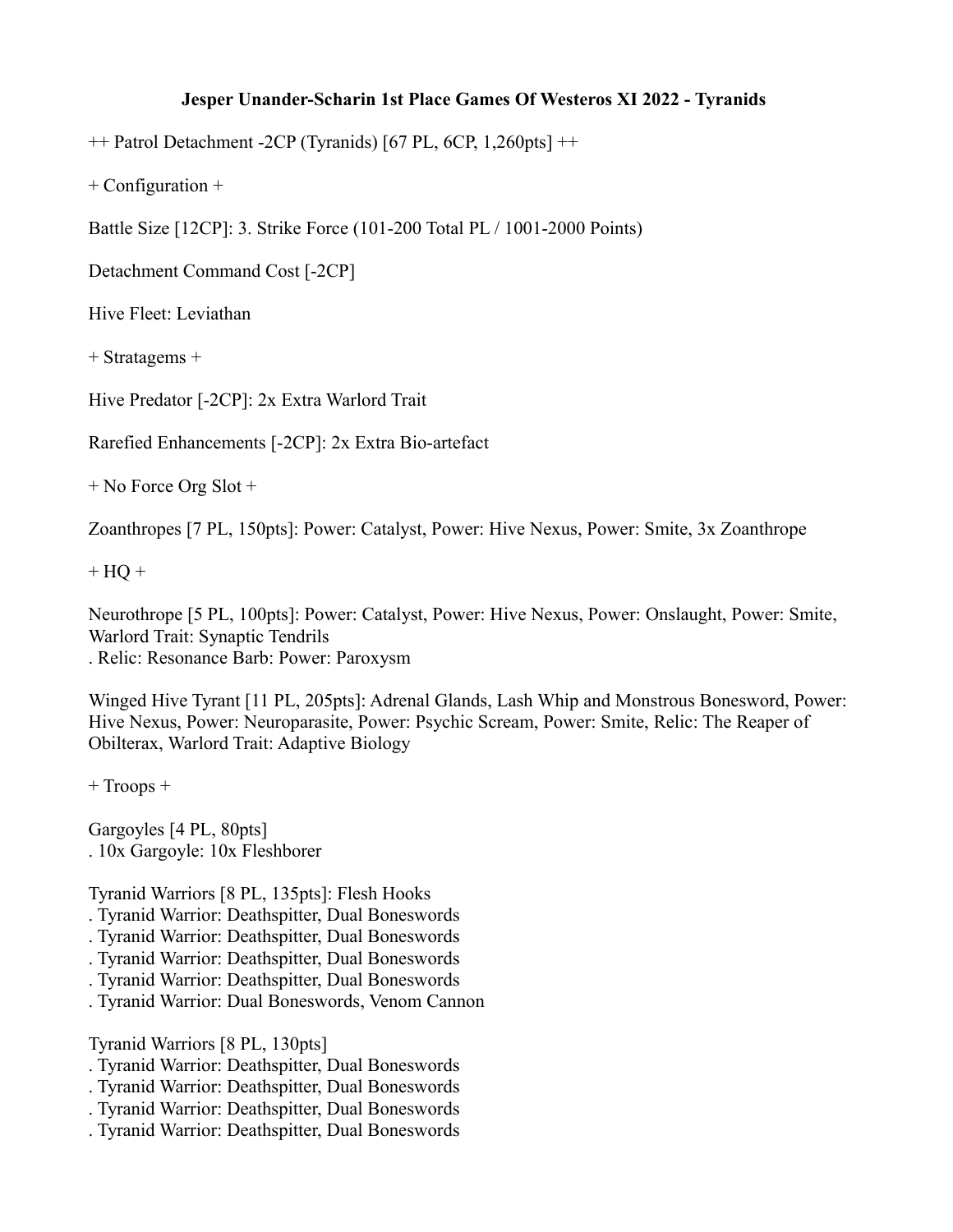**Jesper Unander-Scharin 1st Place Games Of Westeros XI 2022 - Tyranids**

++ Patrol Detachment -2CP (Tyranids) [67 PL, 6CP, 1,260pts] ++

+ Configuration +

Battle Size [12CP]: 3. Strike Force (101-200 Total PL / 1001-2000 Points)

Detachment Command Cost [-2CP]

Hive Fleet: Leviathan

+ Stratagems +

Hive Predator [-2CP]: 2x Extra Warlord Trait

Rarefied Enhancements [-2CP]: 2x Extra Bio-artefact

+ No Force Org Slot +

Zoanthropes [7 PL, 150pts]: Power: Catalyst, Power: Hive Nexus, Power: Smite, 3x Zoanthrope

+ HQ +

Neurothrope [5 PL, 100pts]: Power: Catalyst, Power: Hive Nexus, Power: Onslaught, Power: Smite, Warlord Trait: Synaptic Tendrils
. Relic: Resonance Barb: Power: Paroxysm

Winged Hive Tyrant [11 PL, 205pts]: Adrenal Glands, Lash Whip and Monstrous Bonesword, Power: Hive Nexus, Power: Neuroparasite, Power: Psychic Scream, Power: Smite, Relic: The Reaper of Obilterax, Warlord Trait: Adaptive Biology

+ Troops +

Gargoyles [4 PL, 80pts]
. 10x Gargoyle: 10x Fleshborer

Tyranid Warriors [8 PL, 135pts]: Flesh Hooks
. Tyranid Warrior: Deathspitter, Dual Boneswords
. Tyranid Warrior: Deathspitter, Dual Boneswords
. Tyranid Warrior: Deathspitter, Dual Boneswords
. Tyranid Warrior: Deathspitter, Dual Boneswords
. Tyranid Warrior: Dual Boneswords, Venom Cannon

Tyranid Warriors [8 PL, 130pts]
. Tyranid Warrior: Deathspitter, Dual Boneswords
. Tyranid Warrior: Deathspitter, Dual Boneswords
. Tyranid Warrior: Deathspitter, Dual Boneswords
. Tyranid Warrior: Deathspitter, Dual Boneswords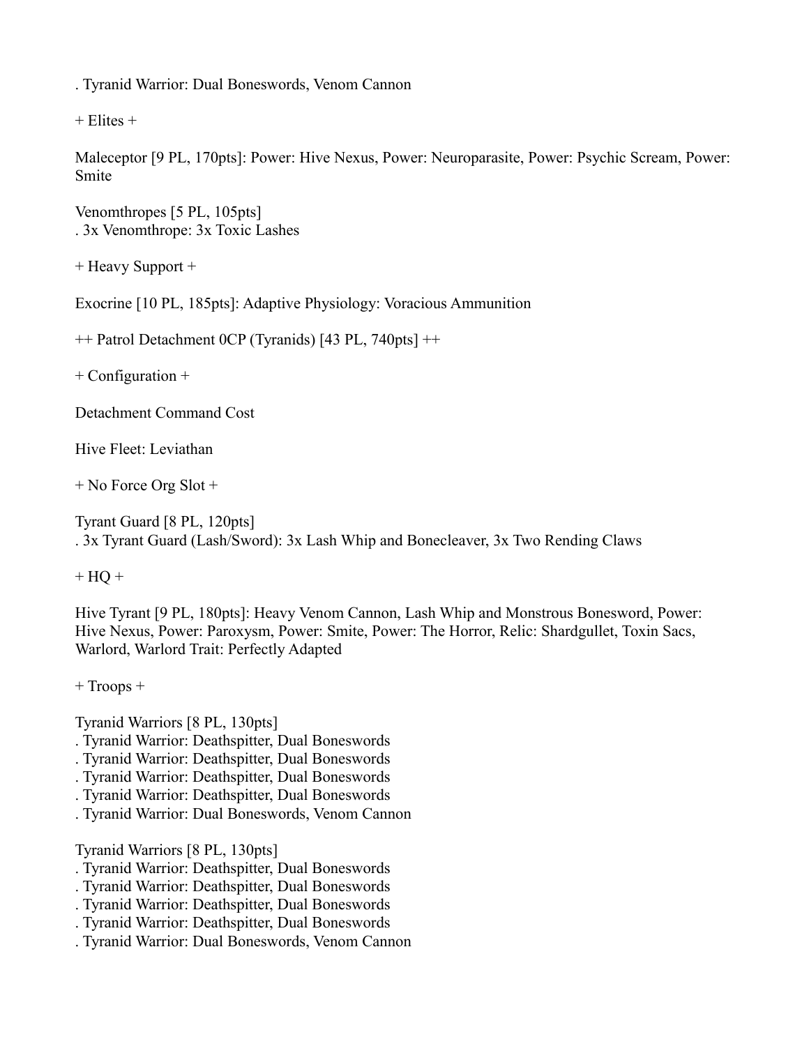. Tyranid Warrior: Dual Boneswords, Venom Cannon

+ Elites +

Maleceptor [9 PL, 170pts]: Power: Hive Nexus, Power: Neuroparasite, Power: Psychic Scream, Power: Smite

Venomthropes [5 PL, 105pts]
. 3x Venomthrope: 3x Toxic Lashes

+ Heavy Support +

Exocrine [10 PL, 185pts]: Adaptive Physiology: Voracious Ammunition

++ Patrol Detachment 0CP (Tyranids) [43 PL, 740pts] ++

+ Configuration +

Detachment Command Cost

Hive Fleet: Leviathan

+ No Force Org Slot +

Tyrant Guard [8 PL, 120pts]
. 3x Tyrant Guard (Lash/Sword): 3x Lash Whip and Bonecleaver, 3x Two Rending Claws

+ HQ +

Hive Tyrant [9 PL, 180pts]: Heavy Venom Cannon, Lash Whip and Monstrous Bonesword, Power: Hive Nexus, Power: Paroxysm, Power: Smite, Power: The Horror, Relic: Shardgullet, Toxin Sacs, Warlord, Warlord Trait: Perfectly Adapted

+ Troops +

Tyranid Warriors [8 PL, 130pts]
. Tyranid Warrior: Deathspitter, Dual Boneswords
. Tyranid Warrior: Deathspitter, Dual Boneswords
. Tyranid Warrior: Deathspitter, Dual Boneswords
. Tyranid Warrior: Deathspitter, Dual Boneswords
. Tyranid Warrior: Dual Boneswords, Venom Cannon

Tyranid Warriors [8 PL, 130pts]
. Tyranid Warrior: Deathspitter, Dual Boneswords
. Tyranid Warrior: Deathspitter, Dual Boneswords
. Tyranid Warrior: Deathspitter, Dual Boneswords
. Tyranid Warrior: Deathspitter, Dual Boneswords
. Tyranid Warrior: Dual Boneswords, Venom Cannon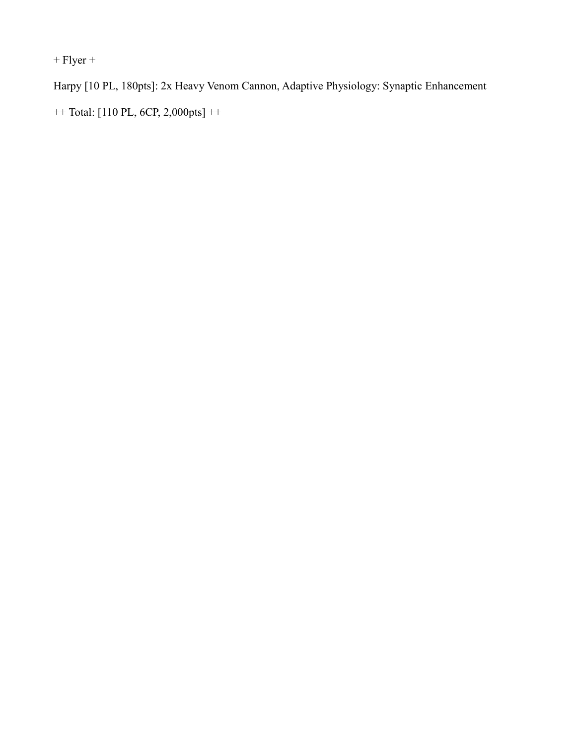+ Flyer +

Harpy [10 PL, 180pts]: 2x Heavy Venom Cannon, Adaptive Physiology: Synaptic Enhancement

++ Total: [110 PL, 6CP, 2,000pts] ++